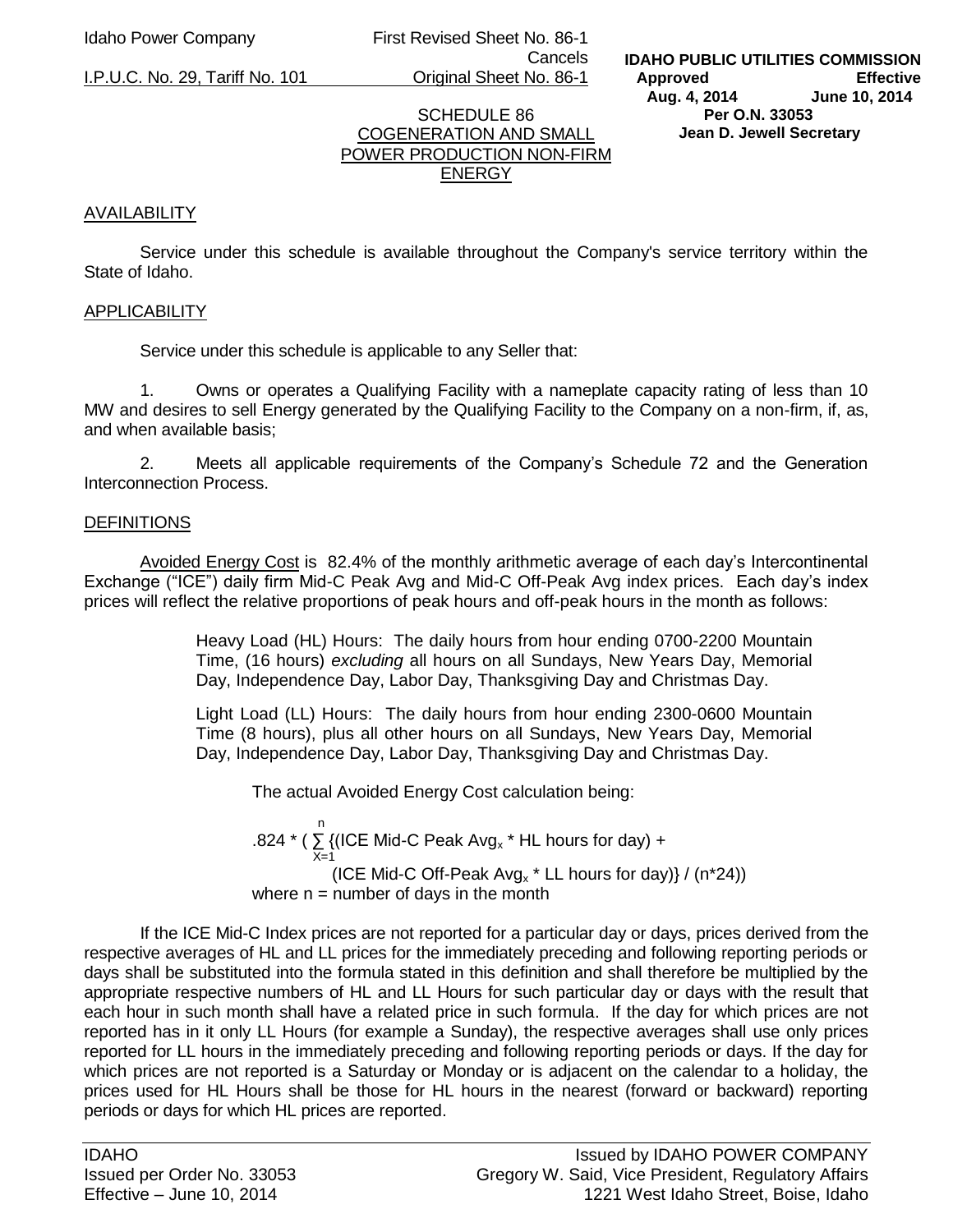Idaho Power Company | First Revised Sheet No. 86-1 Cancels Original Sheet No. 86-1

I.P.U.C. No. 29, Tariff No. 101

**IDAHO PUBLIC UTILITIES COMMISSION**
**Approved Aug. 4, 2014 — Effective June 10, 2014**
**Per O.N. 33053**
**Jean D. Jewell Secretary**

# SCHEDULE 86
# COGENERATION AND SMALL POWER PRODUCTION NON-FIRM ENERGY

## AVAILABILITY

Service under this schedule is available throughout the Company's service territory within the State of Idaho.

## APPLICABILITY

Service under this schedule is applicable to any Seller that:

1. Owns or operates a Qualifying Facility with a nameplate capacity rating of less than 10 MW and desires to sell Energy generated by the Qualifying Facility to the Company on a non-firm, if, as, and when available basis;

2. Meets all applicable requirements of the Company's Schedule 72 and the Generation Interconnection Process.

## DEFINITIONS

Avoided Energy Cost is 82.4% of the monthly arithmetic average of each day's Intercontinental Exchange ("ICE") daily firm Mid-C Peak Avg and Mid-C Off-Peak Avg index prices. Each day's index prices will reflect the relative proportions of peak hours and off-peak hours in the month as follows:

> Heavy Load (HL) Hours: The daily hours from hour ending 0700-2200 Mountain Time, (16 hours) *excluding* all hours on all Sundays, New Years Day, Memorial Day, Independence Day, Labor Day, Thanksgiving Day and Christmas Day.
>
> Light Load (LL) Hours: The daily hours from hour ending 2300-0600 Mountain Time (8 hours), plus all other hours on all Sundays, New Years Day, Memorial Day, Independence Day, Labor Day, Thanksgiving Day and Christmas Day.

The actual Avoided Energy Cost calculation being:

$$.824 * \left( \sum_{X=1}^{n} \{(\text{ICE Mid-C Peak Avg}_x * \text{HL hours for day}) + (\text{ICE Mid-C Off-Peak Avg}_x * \text{LL hours for day})\} / (n*24) \right)$$

where n = number of days in the month

If the ICE Mid-C Index prices are not reported for a particular day or days, prices derived from the respective averages of HL and LL prices for the immediately preceding and following reporting periods or days shall be substituted into the formula stated in this definition and shall therefore be multiplied by the appropriate respective numbers of HL and LL Hours for such particular day or days with the result that each hour in such month shall have a related price in such formula. If the day for which prices are not reported has in it only LL Hours (for example a Sunday), the respective averages shall use only prices reported for LL hours in the immediately preceding and following reporting periods or days. If the day for which prices are not reported is a Saturday or Monday or is adjacent on the calendar to a holiday, the prices used for HL Hours shall be those for HL hours in the nearest (forward or backward) reporting periods or days for which HL prices are reported.

IDAHO
Issued per Order No. 33053
Effective – June 10, 2014

Issued by IDAHO POWER COMPANY
Gregory W. Said, Vice President, Regulatory Affairs
1221 West Idaho Street, Boise, Idaho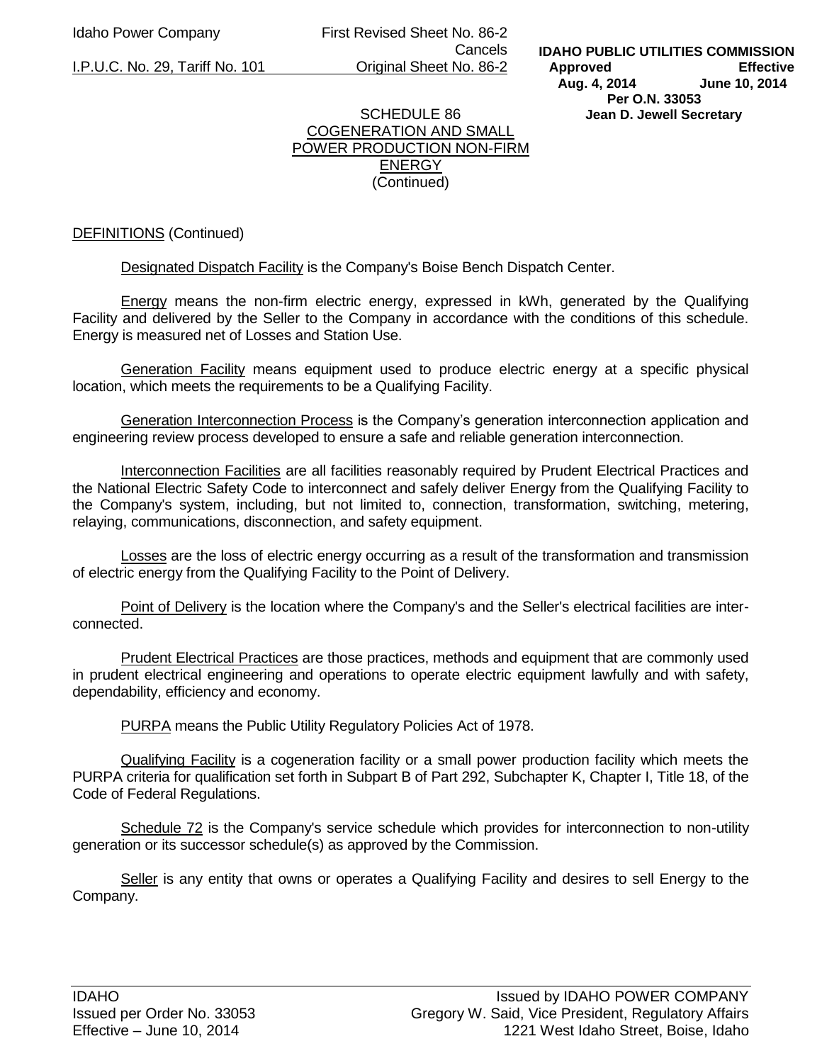SCHEDULE 86
COGENERATION AND SMALL POWER PRODUCTION NON-FIRM ENERGY
(Continued)

DEFINITIONS (Continued)

Designated Dispatch Facility is the Company's Boise Bench Dispatch Center.

Energy means the non-firm electric energy, expressed in kWh, generated by the Qualifying Facility and delivered by the Seller to the Company in accordance with the conditions of this schedule. Energy is measured net of Losses and Station Use.

Generation Facility means equipment used to produce electric energy at a specific physical location, which meets the requirements to be a Qualifying Facility.

Generation Interconnection Process is the Company's generation interconnection application and engineering review process developed to ensure a safe and reliable generation interconnection.

Interconnection Facilities are all facilities reasonably required by Prudent Electrical Practices and the National Electric Safety Code to interconnect and safely deliver Energy from the Qualifying Facility to the Company's system, including, but not limited to, connection, transformation, switching, metering, relaying, communications, disconnection, and safety equipment.

Losses are the loss of electric energy occurring as a result of the transformation and transmission of electric energy from the Qualifying Facility to the Point of Delivery.

Point of Delivery is the location where the Company's and the Seller's electrical facilities are inter-connected.

Prudent Electrical Practices are those practices, methods and equipment that are commonly used in prudent electrical engineering and operations to operate electric equipment lawfully and with safety, dependability, efficiency and economy.

PURPA means the Public Utility Regulatory Policies Act of 1978.

Qualifying Facility is a cogeneration facility or a small power production facility which meets the PURPA criteria for qualification set forth in Subpart B of Part 292, Subchapter K, Chapter I, Title 18, of the Code of Federal Regulations.

Schedule 72 is the Company's service schedule which provides for interconnection to non-utility generation or its successor schedule(s) as approved by the Commission.

Seller is any entity that owns or operates a Qualifying Facility and desires to sell Energy to the Company.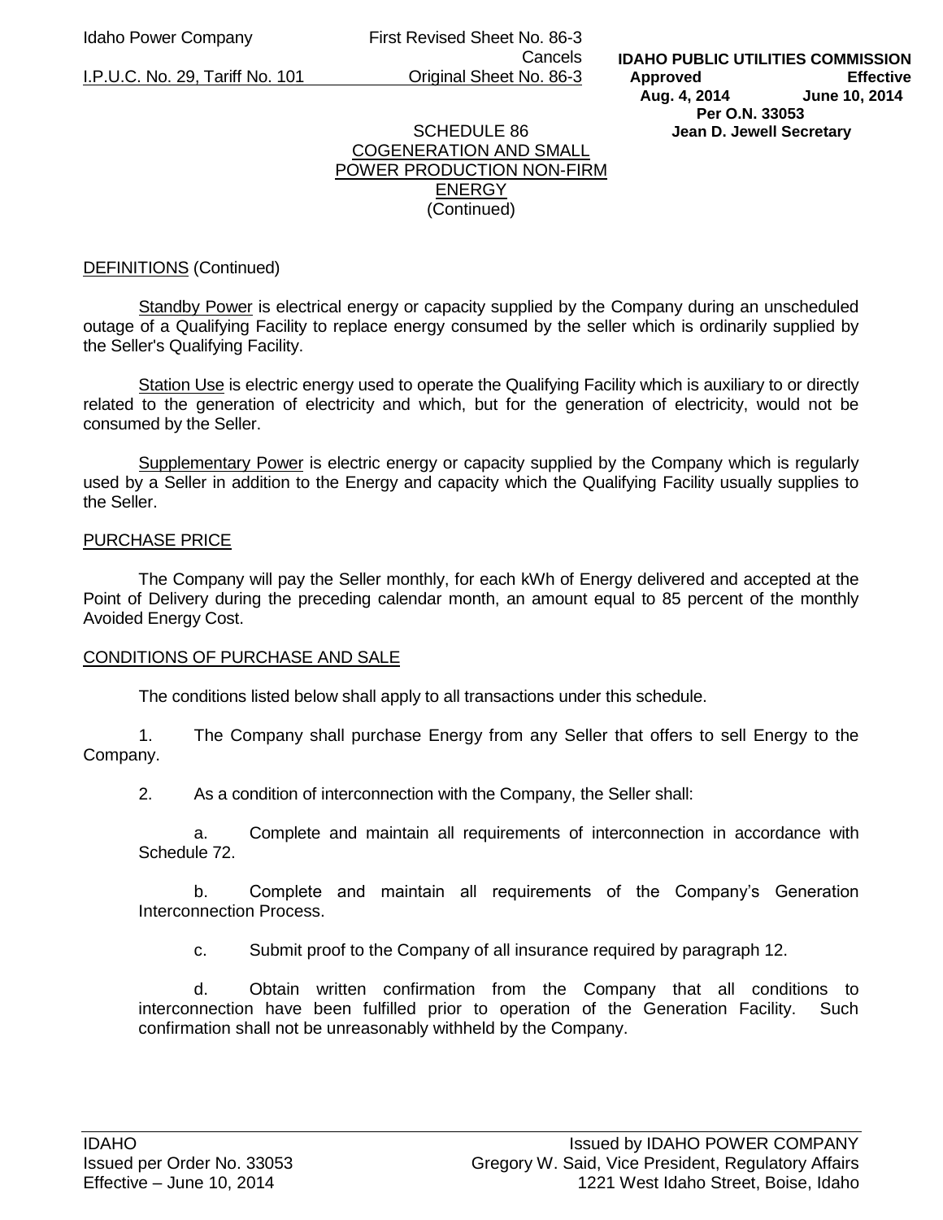## SCHEDULE 86
## COGENERATION AND SMALL POWER PRODUCTION NON-FIRM ENERGY
(Continued)

DEFINITIONS (Continued)

Standby Power is electrical energy or capacity supplied by the Company during an unscheduled outage of a Qualifying Facility to replace energy consumed by the seller which is ordinarily supplied by the Seller's Qualifying Facility.

Station Use is electric energy used to operate the Qualifying Facility which is auxiliary to or directly related to the generation of electricity and which, but for the generation of electricity, would not be consumed by the Seller.

Supplementary Power is electric energy or capacity supplied by the Company which is regularly used by a Seller in addition to the Energy and capacity which the Qualifying Facility usually supplies to the Seller.

PURCHASE PRICE

The Company will pay the Seller monthly, for each kWh of Energy delivered and accepted at the Point of Delivery during the preceding calendar month, an amount equal to 85 percent of the monthly Avoided Energy Cost.

CONDITIONS OF PURCHASE AND SALE

The conditions listed below shall apply to all transactions under this schedule.

1. The Company shall purchase Energy from any Seller that offers to sell Energy to the Company.

2. As a condition of interconnection with the Company, the Seller shall:

   a. Complete and maintain all requirements of interconnection in accordance with Schedule 72.

   b. Complete and maintain all requirements of the Company's Generation Interconnection Process.

   c. Submit proof to the Company of all insurance required by paragraph 12.

   d. Obtain written confirmation from the Company that all conditions to interconnection have been fulfilled prior to operation of the Generation Facility. Such confirmation shall not be unreasonably withheld by the Company.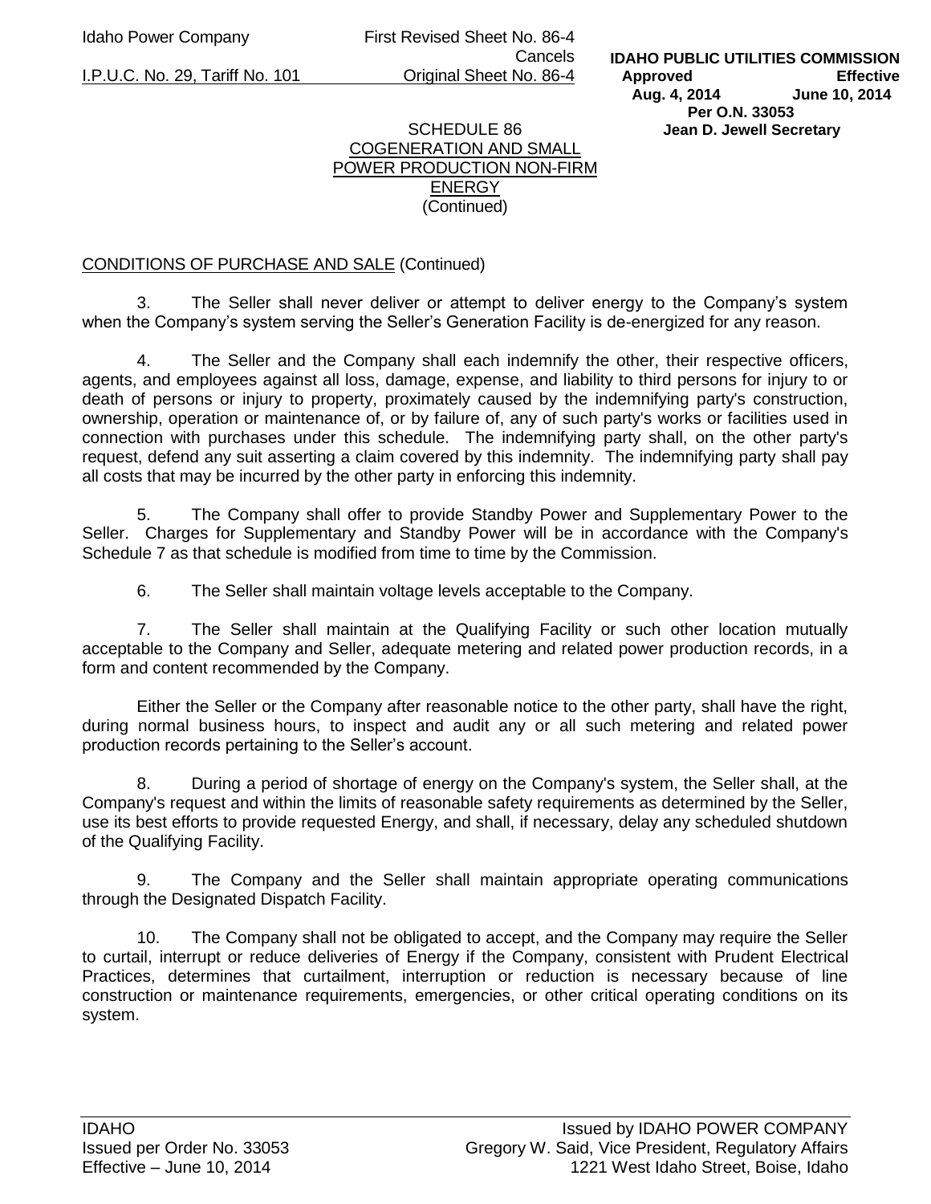## SCHEDULE 86
## COGENERATION AND SMALL POWER PRODUCTION NON-FIRM ENERGY
(Continued)

CONDITIONS OF PURCHASE AND SALE (Continued)

3. The Seller shall never deliver or attempt to deliver energy to the Company's system when the Company's system serving the Seller's Generation Facility is de-energized for any reason.

4. The Seller and the Company shall each indemnify the other, their respective officers, agents, and employees against all loss, damage, expense, and liability to third persons for injury to or death of persons or injury to property, proximately caused by the indemnifying party's construction, ownership, operation or maintenance of, or by failure of, any of such party's works or facilities used in connection with purchases under this schedule. The indemnifying party shall, on the other party's request, defend any suit asserting a claim covered by this indemnity. The indemnifying party shall pay all costs that may be incurred by the other party in enforcing this indemnity.

5. The Company shall offer to provide Standby Power and Supplementary Power to the Seller. Charges for Supplementary and Standby Power will be in accordance with the Company's Schedule 7 as that schedule is modified from time to time by the Commission.

6. The Seller shall maintain voltage levels acceptable to the Company.

7. The Seller shall maintain at the Qualifying Facility or such other location mutually acceptable to the Company and Seller, adequate metering and related power production records, in a form and content recommended by the Company.

Either the Seller or the Company after reasonable notice to the other party, shall have the right, during normal business hours, to inspect and audit any or all such metering and related power production records pertaining to the Seller's account.

8. During a period of shortage of energy on the Company's system, the Seller shall, at the Company's request and within the limits of reasonable safety requirements as determined by the Seller, use its best efforts to provide requested Energy, and shall, if necessary, delay any scheduled shutdown of the Qualifying Facility.

9. The Company and the Seller shall maintain appropriate operating communications through the Designated Dispatch Facility.

10. The Company shall not be obligated to accept, and the Company may require the Seller to curtail, interrupt or reduce deliveries of Energy if the Company, consistent with Prudent Electrical Practices, determines that curtailment, interruption or reduction is necessary because of line construction or maintenance requirements, emergencies, or other critical operating conditions on its system.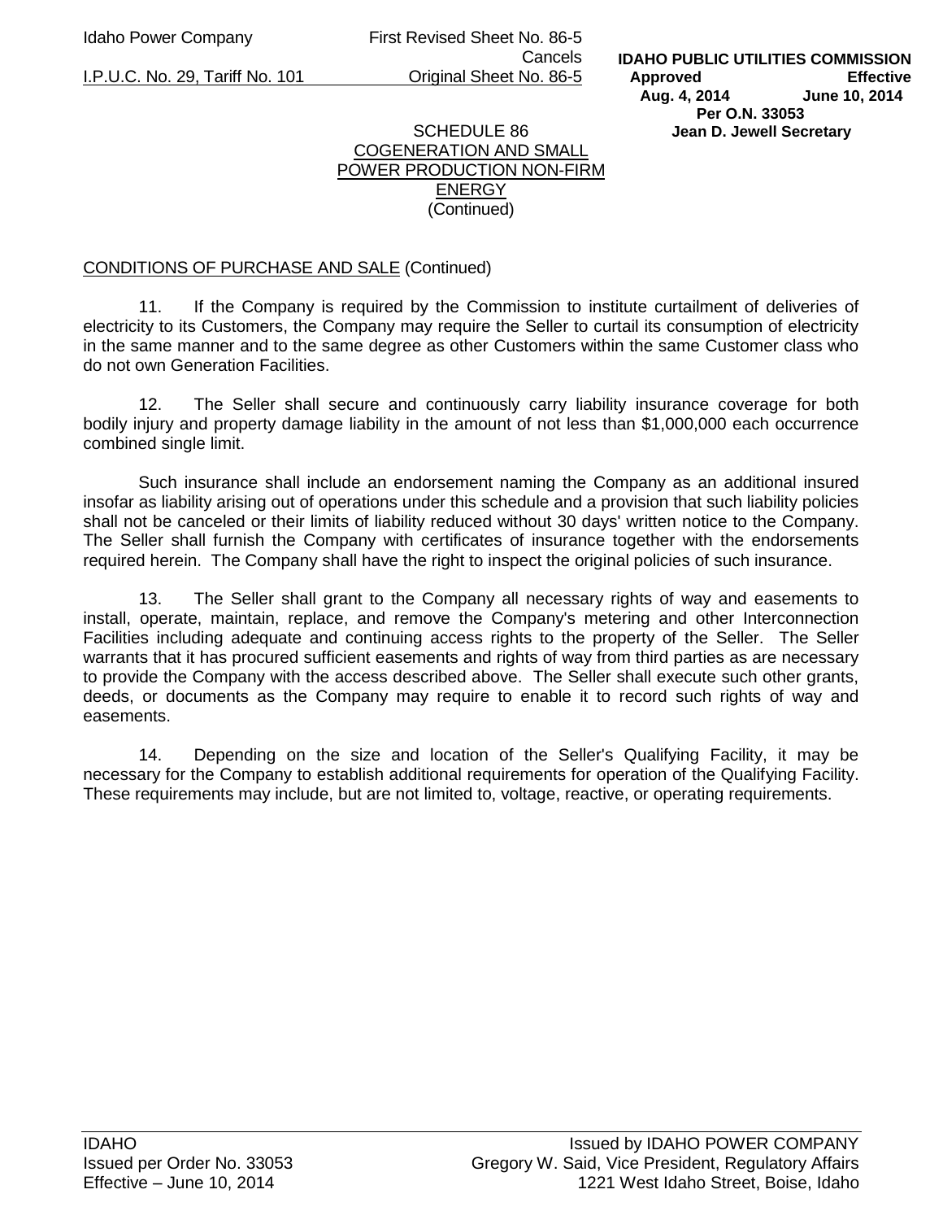## SCHEDULE 86
## COGENERATION AND SMALL POWER PRODUCTION NON-FIRM ENERGY
(Continued)

CONDITIONS OF PURCHASE AND SALE (Continued)

11. If the Company is required by the Commission to institute curtailment of deliveries of electricity to its Customers, the Company may require the Seller to curtail its consumption of electricity in the same manner and to the same degree as other Customers within the same Customer class who do not own Generation Facilities.

12. The Seller shall secure and continuously carry liability insurance coverage for both bodily injury and property damage liability in the amount of not less than $1,000,000 each occurrence combined single limit.

Such insurance shall include an endorsement naming the Company as an additional insured insofar as liability arising out of operations under this schedule and a provision that such liability policies shall not be canceled or their limits of liability reduced without 30 days' written notice to the Company. The Seller shall furnish the Company with certificates of insurance together with the endorsements required herein. The Company shall have the right to inspect the original policies of such insurance.

13. The Seller shall grant to the Company all necessary rights of way and easements to install, operate, maintain, replace, and remove the Company's metering and other Interconnection Facilities including adequate and continuing access rights to the property of the Seller. The Seller warrants that it has procured sufficient easements and rights of way from third parties as are necessary to provide the Company with the access described above. The Seller shall execute such other grants, deeds, or documents as the Company may require to enable it to record such rights of way and easements.

14. Depending on the size and location of the Seller's Qualifying Facility, it may be necessary for the Company to establish additional requirements for operation of the Qualifying Facility. These requirements may include, but are not limited to, voltage, reactive, or operating requirements.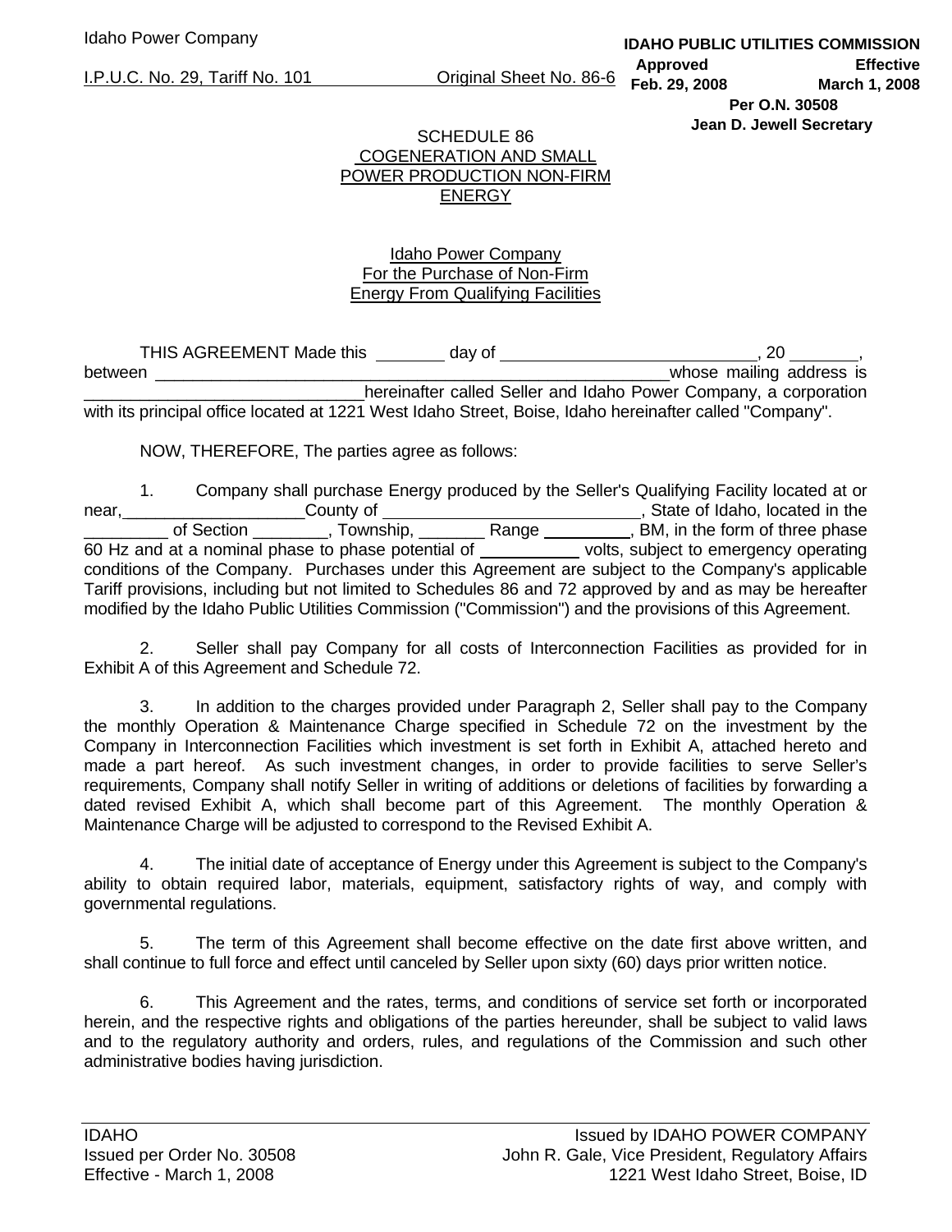SCHEDULE 86
COGENERATION AND SMALL
POWER PRODUCTION NON-FIRM
ENERGY

Idaho Power Company
For the Purchase of Non-Firm
Energy From Qualifying Facilities

THIS AGREEMENT Made this ________ day of ____________________________, 20 ________, between ________________________________________________________whose mailing address is ______________________________hereinafter called Seller and Idaho Power Company, a corporation with its principal office located at 1221 West Idaho Street, Boise, Idaho hereinafter called "Company".

NOW, THEREFORE, The parties agree as follows:

1. Company shall purchase Energy produced by the Seller's Qualifying Facility located at or near,___________________County of ____________________________, State of Idaho, located in the _________ of Section ________, Township, _______ Range __________, BM, in the form of three phase 60 Hz and at a nominal phase to phase potential of ___________ volts, subject to emergency operating conditions of the Company. Purchases under this Agreement are subject to the Company's applicable Tariff provisions, including but not limited to Schedules 86 and 72 approved by and as may be hereafter modified by the Idaho Public Utilities Commission ("Commission") and the provisions of this Agreement.

2. Seller shall pay Company for all costs of Interconnection Facilities as provided for in Exhibit A of this Agreement and Schedule 72.

3. In addition to the charges provided under Paragraph 2, Seller shall pay to the Company the monthly Operation & Maintenance Charge specified in Schedule 72 on the investment by the Company in Interconnection Facilities which investment is set forth in Exhibit A, attached hereto and made a part hereof. As such investment changes, in order to provide facilities to serve Seller's requirements, Company shall notify Seller in writing of additions or deletions of facilities by forwarding a dated revised Exhibit A, which shall become part of this Agreement. The monthly Operation & Maintenance Charge will be adjusted to correspond to the Revised Exhibit A.

4. The initial date of acceptance of Energy under this Agreement is subject to the Company's ability to obtain required labor, materials, equipment, satisfactory rights of way, and comply with governmental regulations.

5. The term of this Agreement shall become effective on the date first above written, and shall continue to full force and effect until canceled by Seller upon sixty (60) days prior written notice.

6. This Agreement and the rates, terms, and conditions of service set forth or incorporated herein, and the respective rights and obligations of the parties hereunder, shall be subject to valid laws and to the regulatory authority and orders, rules, and regulations of the Commission and such other administrative bodies having jurisdiction.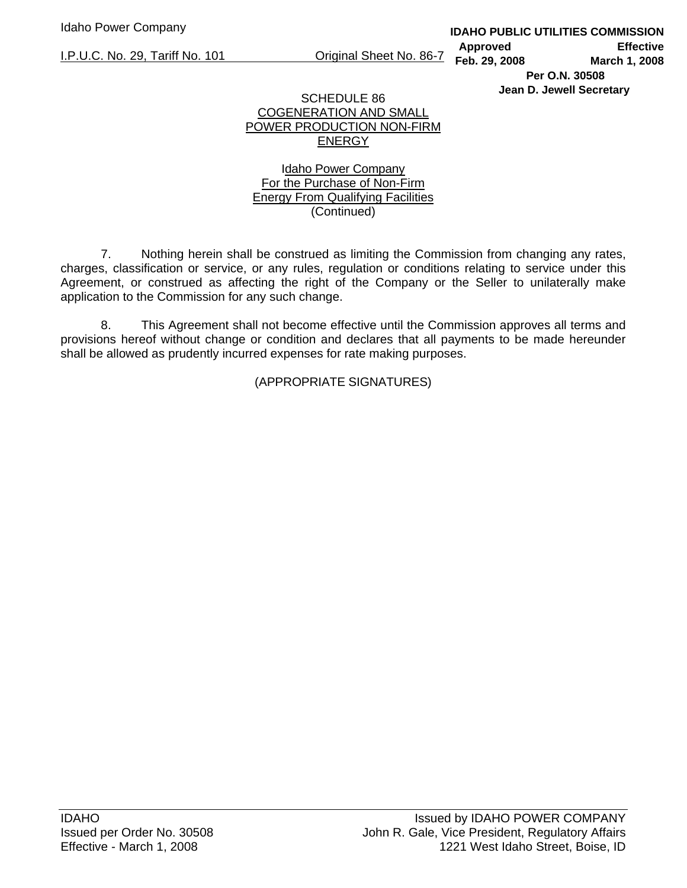SCHEDULE 86
COGENERATION AND SMALL
POWER PRODUCTION NON-FIRM
ENERGY

Idaho Power Company
For the Purchase of Non-Firm
Energy From Qualifying Facilities
(Continued)

7. Nothing herein shall be construed as limiting the Commission from changing any rates, charges, classification or service, or any rules, regulation or conditions relating to service under this Agreement, or construed as affecting the right of the Company or the Seller to unilaterally make application to the Commission for any such change.

8. This Agreement shall not become effective until the Commission approves all terms and provisions hereof without change or condition and declares that all payments to be made hereunder shall be allowed as prudently incurred expenses for rate making purposes.

(APPROPRIATE SIGNATURES)